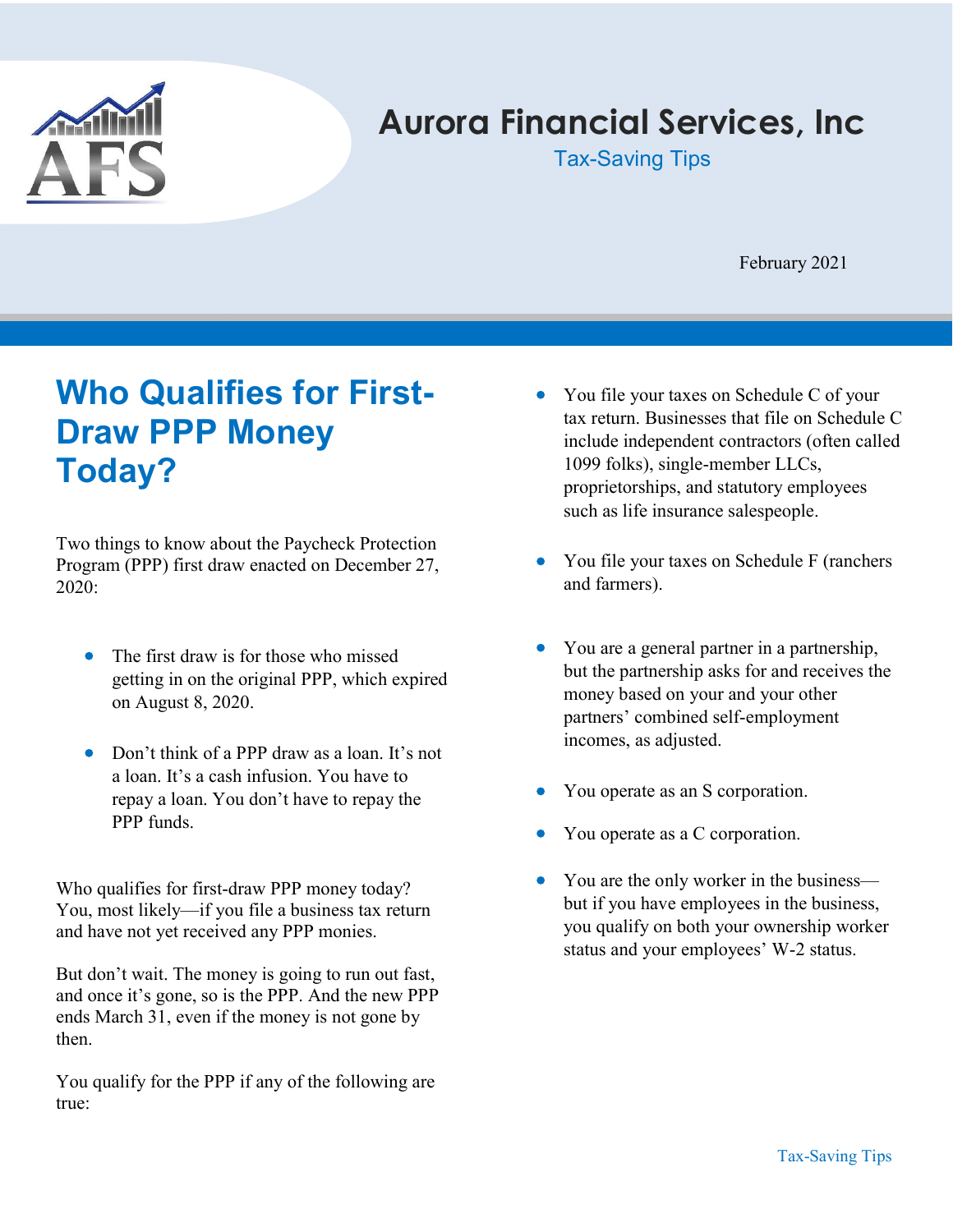# Aurora Financial Services, Inc

Tax-Saving Tips

February 2021

## Who Qualifies for First-Draw PPP Money Today?

Two things to know about the Paycheck Protection Program (PPP) first draw enacted on December 27, 2020:

- The first draw is for those who missed getting in on the original PPP, which expired on August 8, 2020.
- Don't think of a PPP draw as a loan. It's not a loan. It's a cash infusion. You have to repay a loan. You don't have to repay the PPP funds.

Who qualifies for first-draw PPP money today? You, most likely—if you file a business tax return and have not yet received any PPP monies.

But don't wait. The money is going to run out fast, and once it's gone, so is the PPP. And the new PPP ends March 31, even if the money is not gone by then.

You qualify for the PPP if any of the following are true:

- You file your taxes on Schedule C of your tax return. Businesses that file on Schedule C include independent contractors (often called 1099 folks), single-member LLCs, proprietorships, and statutory employees such as life insurance salespeople.
- You file your taxes on Schedule F (ranchers and farmers).
- You are a general partner in a partnership, but the partnership asks for and receives the money based on your and your other partners' combined self-employment incomes, as adjusted.
- You operate as an S corporation.
- You operate as a C corporation.
- You are the only worker in the business—but if you have employees in the business, you qualify on both your ownership worker status and your employees' W-2 status.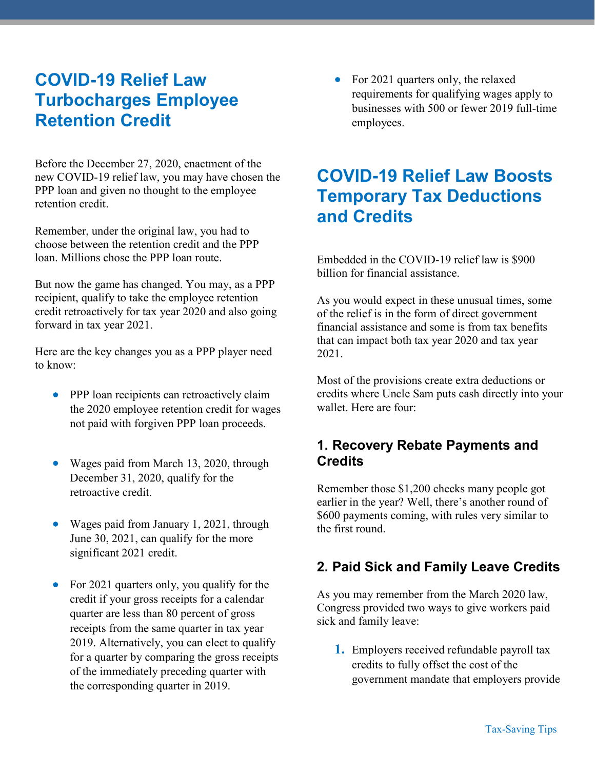## COVID-19 Relief Law Turbocharges Employee Retention Credit

Before the December 27, 2020, enactment of the new COVID-19 relief law, you may have chosen the PPP loan and given no thought to the employee retention credit.

Remember, under the original law, you had to choose between the retention credit and the PPP loan. Millions chose the PPP loan route.

But now the game has changed. You may, as a PPP recipient, qualify to take the employee retention credit retroactively for tax year 2020 and also going forward in tax year 2021.

Here are the key changes you as a PPP player need to know:

- PPP loan recipients can retroactively claim the 2020 employee retention credit for wages not paid with forgiven PPP loan proceeds.
- Wages paid from March 13, 2020, through December 31, 2020, qualify for the retroactive credit.
- Wages paid from January 1, 2021, through June 30, 2021, can qualify for the more significant 2021 credit.
- For 2021 quarters only, you qualify for the credit if your gross receipts for a calendar quarter are less than 80 percent of gross receipts from the same quarter in tax year 2019. Alternatively, you can elect to qualify for a quarter by comparing the gross receipts of the immediately preceding quarter with the corresponding quarter in 2019.
- For 2021 quarters only, the relaxed requirements for qualifying wages apply to businesses with 500 or fewer 2019 full-time employees.

## COVID-19 Relief Law Boosts Temporary Tax Deductions and Credits

Embedded in the COVID-19 relief law is $900 billion for financial assistance.

As you would expect in these unusual times, some of the relief is in the form of direct government financial assistance and some is from tax benefits that can impact both tax year 2020 and tax year 2021.

Most of the provisions create extra deductions or credits where Uncle Sam puts cash directly into your wallet. Here are four:

### 1. Recovery Rebate Payments and Credits

Remember those $1,200 checks many people got earlier in the year? Well, there's another round of $600 payments coming, with rules very similar to the first round.

### 2. Paid Sick and Family Leave Credits

As you may remember from the March 2020 law, Congress provided two ways to give workers paid sick and family leave:

1. Employers received refundable payroll tax credits to fully offset the cost of the government mandate that employers provide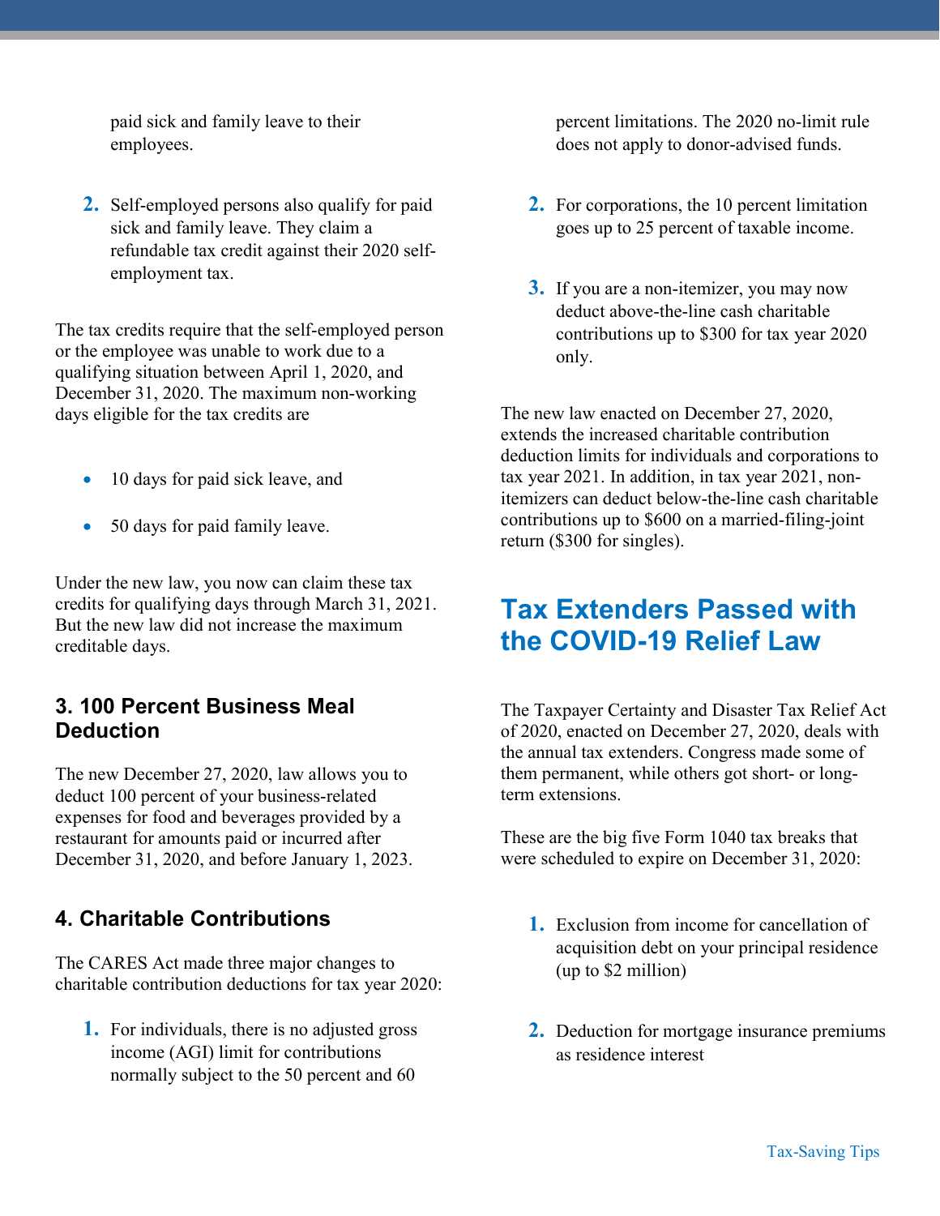paid sick and family leave to their employees.

2. Self-employed persons also qualify for paid sick and family leave. They claim a refundable tax credit against their 2020 self-employment tax.

The tax credits require that the self-employed person or the employee was unable to work due to a qualifying situation between April 1, 2020, and December 31, 2020. The maximum non-working days eligible for the tax credits are

- 10 days for paid sick leave, and
- 50 days for paid family leave.

Under the new law, you now can claim these tax credits for qualifying days through March 31, 2021. But the new law did not increase the maximum creditable days.

### 3. 100 Percent Business Meal Deduction

The new December 27, 2020, law allows you to deduct 100 percent of your business-related expenses for food and beverages provided by a restaurant for amounts paid or incurred after December 31, 2020, and before January 1, 2023.

### 4. Charitable Contributions

The CARES Act made three major changes to charitable contribution deductions for tax year 2020:

1. For individuals, there is no adjusted gross income (AGI) limit for contributions normally subject to the 50 percent and 60 percent limitations. The 2020 no-limit rule does not apply to donor-advised funds.
2. For corporations, the 10 percent limitation goes up to 25 percent of taxable income.
3. If you are a non-itemizer, you may now deduct above-the-line cash charitable contributions up to $300 for tax year 2020 only.

The new law enacted on December 27, 2020, extends the increased charitable contribution deduction limits for individuals and corporations to tax year 2021. In addition, in tax year 2021, non-itemizers can deduct below-the-line cash charitable contributions up to $600 on a married-filing-joint return ($300 for singles).

## Tax Extenders Passed with the COVID-19 Relief Law

The Taxpayer Certainty and Disaster Tax Relief Act of 2020, enacted on December 27, 2020, deals with the annual tax extenders. Congress made some of them permanent, while others got short- or long-term extensions.

These are the big five Form 1040 tax breaks that were scheduled to expire on December 31, 2020:

1. Exclusion from income for cancellation of acquisition debt on your principal residence (up to $2 million)
2. Deduction for mortgage insurance premiums as residence interest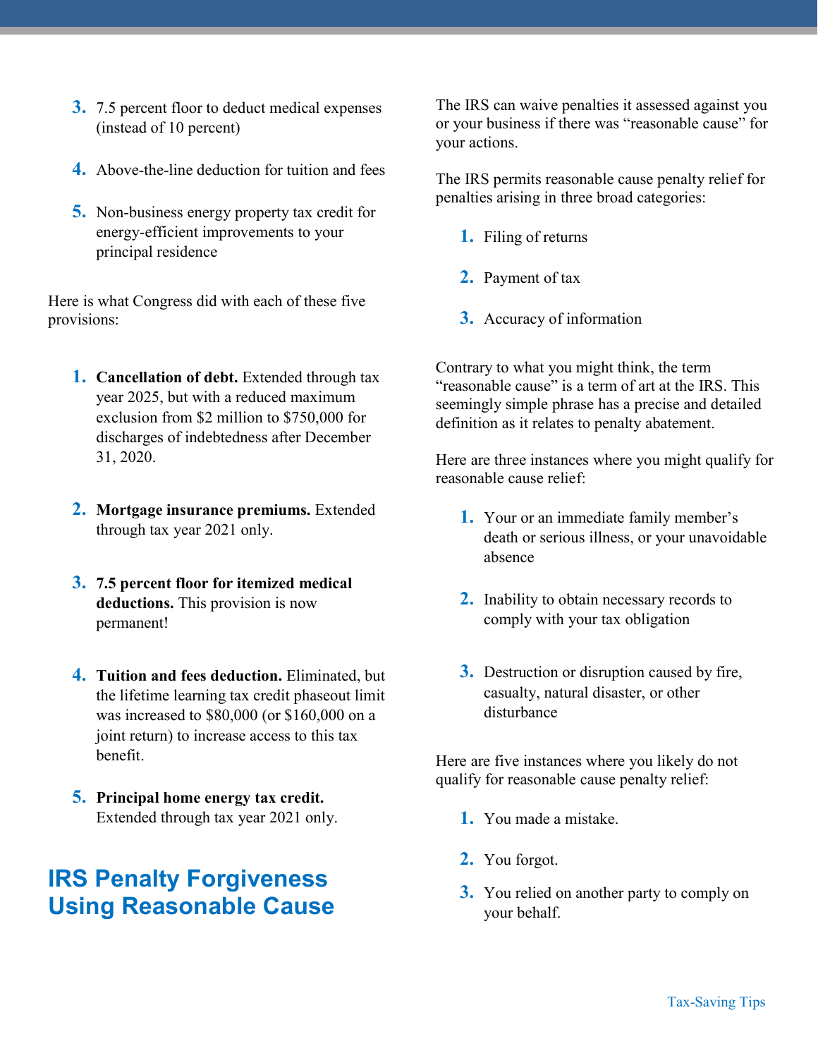3. 7.5 percent floor to deduct medical expenses (instead of 10 percent)

4. Above-the-line deduction for tuition and fees

5. Non-business energy property tax credit for energy-efficient improvements to your principal residence

Here is what Congress did with each of these five provisions:

1. **Cancellation of debt.** Extended through tax year 2025, but with a reduced maximum exclusion from $2 million to $750,000 for discharges of indebtedness after December 31, 2020.

2. **Mortgage insurance premiums.** Extended through tax year 2021 only.

3. **7.5 percent floor for itemized medical deductions.** This provision is now permanent!

4. **Tuition and fees deduction.** Eliminated, but the lifetime learning tax credit phaseout limit was increased to $80,000 (or $160,000 on a joint return) to increase access to this tax benefit.

5. **Principal home energy tax credit.** Extended through tax year 2021 only.

## IRS Penalty Forgiveness Using Reasonable Cause

The IRS can waive penalties it assessed against you or your business if there was "reasonable cause" for your actions.

The IRS permits reasonable cause penalty relief for penalties arising in three broad categories:

1. Filing of returns

2. Payment of tax

3. Accuracy of information

Contrary to what you might think, the term "reasonable cause" is a term of art at the IRS. This seemingly simple phrase has a precise and detailed definition as it relates to penalty abatement.

Here are three instances where you might qualify for reasonable cause relief:

1. Your or an immediate family member's death or serious illness, or your unavoidable absence

2. Inability to obtain necessary records to comply with your tax obligation

3. Destruction or disruption caused by fire, casualty, natural disaster, or other disturbance

Here are five instances where you likely do not qualify for reasonable cause penalty relief:

1. You made a mistake.

2. You forgot.

3. You relied on another party to comply on your behalf.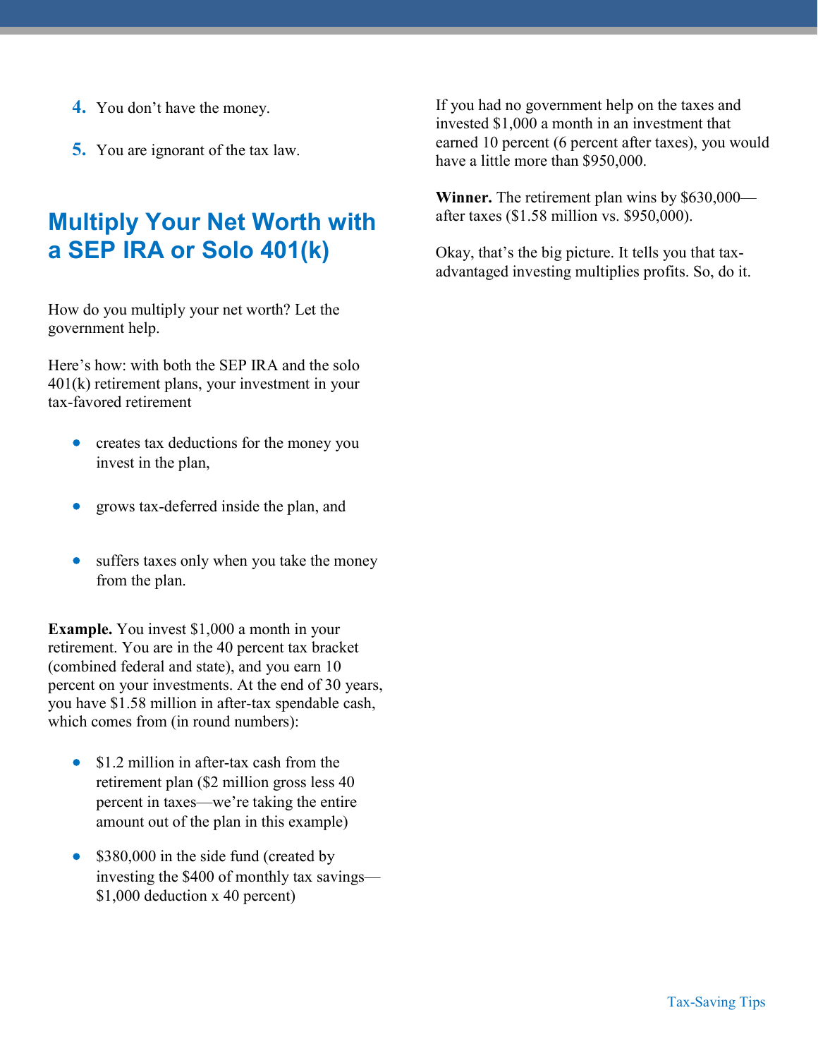4. You don’t have the money.

5. You are ignorant of the tax law.

## Multiply Your Net Worth with a SEP IRA or Solo 401(k)

How do you multiply your net worth? Let the government help.

Here’s how: with both the SEP IRA and the solo 401(k) retirement plans, your investment in your tax-favored retirement

- creates tax deductions for the money you invest in the plan,
- grows tax-deferred inside the plan, and
- suffers taxes only when you take the money from the plan.

**Example.** You invest $1,000 a month in your retirement. You are in the 40 percent tax bracket (combined federal and state), and you earn 10 percent on your investments. At the end of 30 years, you have $1.58 million in after-tax spendable cash, which comes from (in round numbers):

- $1.2 million in after-tax cash from the retirement plan ($2 million gross less 40 percent in taxes—we’re taking the entire amount out of the plan in this example)
- $380,000 in the side fund (created by investing the $400 of monthly tax savings—$1,000 deduction x 40 percent)

If you had no government help on the taxes and invested $1,000 a month in an investment that earned 10 percent (6 percent after taxes), you would have a little more than $950,000.

**Winner.** The retirement plan wins by $630,000—after taxes ($1.58 million vs. $950,000).

Okay, that’s the big picture. It tells you that tax-advantaged investing multiplies profits. So, do it.